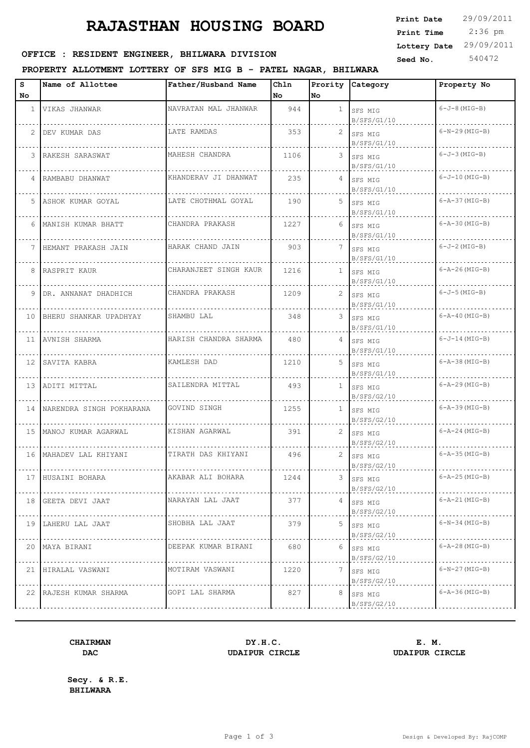# RAJASTHAN HOUSING BOARD

**Print Date** 29/09/2011
**Print Time** 2:36 pm
**Lottery Date** 29/09/2011
**Seed No.** 540472

**OFFICE : RESIDENT ENGINEER, BHILWARA DIVISION**

**PROPERTY ALLOTMENT LOTTERY OF SFS MIG B - PATEL NAGAR, BHILWARA**

| S No | Name of Allottee | Father/Husband Name | Chln No | Prority No | Category | Property No |
|---|---|---|---|---|---|---|
| 1 | VIKAS JHANWAR | NAVRATAN MAL JHANWAR | 944 | 1 | SFS MIG B/SFS/G1/10 | 6-J-8(MIG-B) |
| 2 | DEV KUMAR DAS | LATE RAMDAS | 353 | 2 | SFS MIG B/SFS/G1/10 | 6-N-29(MIG-B) |
| 3 | RAKESH SARASWAT | MAHESH CHANDRA | 1106 | 3 | SFS MIG B/SFS/G1/10 | 6-J-3(MIG-B) |
| 4 | RAMBABU DHANWAT | KHANDERAV JI DHANWAT | 235 | 4 | SFS MIG B/SFS/G1/10 | 6-J-10(MIG-B) |
| 5 | ASHOK KUMAR GOYAL | LATE CHOTHMAL GOYAL | 190 | 5 | SFS MIG B/SFS/G1/10 | 6-A-37(MIG-B) |
| 6 | MANISH KUMAR BHATT | CHANDRA PRAKASH | 1227 | 6 | SFS MIG B/SFS/G1/10 | 6-A-30(MIG-B) |
| 7 | HEMANT PRAKASH JAIN | HARAK CHAND JAIN | 903 | 7 | SFS MIG B/SFS/G1/10 | 6-J-2(MIG-B) |
| 8 | RASPRIT KAUR | CHARANJEET SINGH KAUR | 1216 | 1 | SFS MIG B/SFS/G1/10 | 6-A-26(MIG-B) |
| 9 | DR. ANNANAT DHADHICH | CHANDRA PRAKASH | 1209 | 2 | SFS MIG B/SFS/G1/10 | 6-J-5(MIG-B) |
| 10 | BHERU SHANKAR UPADHYAY | SHAMBU LAL | 348 | 3 | SFS MIG B/SFS/G1/10 | 6-A-40(MIG-B) |
| 11 | AVNISH SHARMA | HARISH CHANDRA SHARMA | 480 | 4 | SFS MIG B/SFS/G1/10 | 6-J-14(MIG-B) |
| 12 | SAVITA KABRA | KAMLESH DAD | 1210 | 5 | SFS MIG B/SFS/G1/10 | 6-A-38(MIG-B) |
| 13 | ADITI MITTAL | SAILENDRA MITTAL | 493 | 1 | SFS MIG B/SFS/G2/10 | 6-A-29(MIG-B) |
| 14 | NARENDRA SINGH POKHARANA | GOVIND SINGH | 1255 | 1 | SFS MIG B/SFS/G2/10 | 6-A-39(MIG-B) |
| 15 | MANOJ KUMAR AGARWAL | KISHAN AGARWAL | 391 | 2 | SFS MIG B/SFS/G2/10 | 6-A-24(MIG-B) |
| 16 | MAHADEV LAL KHIYANI | TIRATH DAS KHIYANI | 496 | 2 | SFS MIG B/SFS/G2/10 | 6-A-35(MIG-B) |
| 17 | HUSAINI BOHARA | AKABAR ALI BOHARA | 1244 | 3 | SFS MIG B/SFS/G2/10 | 6-A-25(MIG-B) |
| 18 | GEETA DEVI JAAT | NARAYAN LAL JAAT | 377 | 4 | SFS MIG B/SFS/G2/10 | 6-A-21(MIG-B) |
| 19 | LAHERU LAL JAAT | SHOBHA LAL JAAT | 379 | 5 | SFS MIG B/SFS/G2/10 | 6-N-34(MIG-B) |
| 20 | MAYA BIRANI | DEEPAK KUMAR BIRANI | 680 | 6 | SFS MIG B/SFS/G2/10 | 6-A-28(MIG-B) |
| 21 | HIRALAL VASWANI | MOTIRAM VASWANI | 1220 | 7 | SFS MIG B/SFS/G2/10 | 6-N-27(MIG-B) |
| 22 | RAJESH KUMAR SHARMA | GOPI LAL SHARMA | 827 | 8 | SFS MIG B/SFS/G2/10 | 6-A-36(MIG-B) |

**CHAIRMAN**
**DAC**

**DY.H.C.**
**UDAIPUR CIRCLE**

**E. M.**
**UDAIPUR CIRCLE**

**Secy. & R.E.**
**BHILWARA**

Design & Developed By: RajCOMP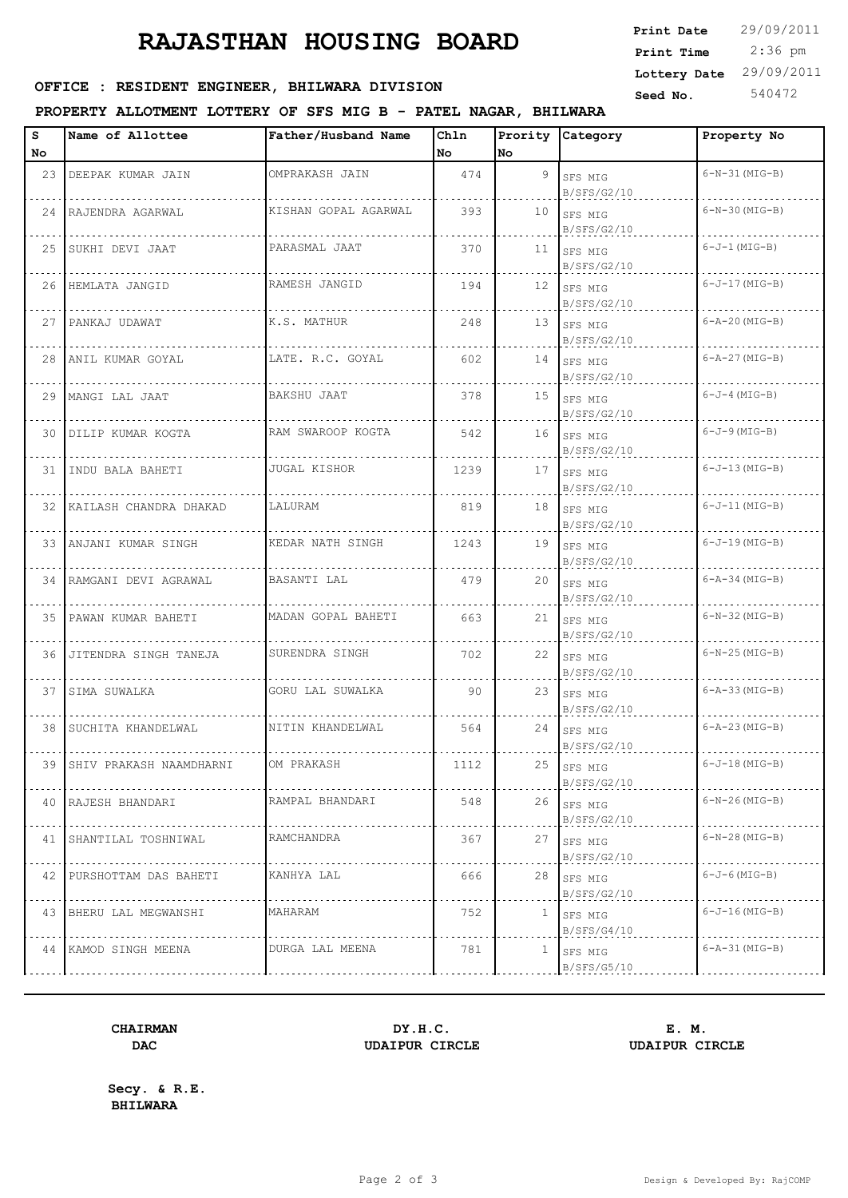# RAJASTHAN HOUSING BOARD

**Print Date** 29/09/2011
**Print Time** 2:36 pm
**Lottery Date** 29/09/2011
**Seed No.** 540472

**OFFICE : RESIDENT ENGINEER, BHILWARA DIVISION**

**PROPERTY ALLOTMENT LOTTERY OF SFS MIG B - PATEL NAGAR, BHILWARA**

| S No | Name of Allottee | Father/Husband Name | Chln No | Prority No | Category | Property No |
|---|---|---|---|---|---|---|
| 23 | DEEPAK KUMAR JAIN | OMPRAKASH JAIN | 474 | 9 | SFS MIG B/SFS/G2/10 | 6-N-31(MIG-B) |
| 24 | RAJENDRA AGARWAL | KISHAN GOPAL AGARWAL | 393 | 10 | SFS MIG B/SFS/G2/10 | 6-N-30(MIG-B) |
| 25 | SUKHI DEVI JAAT | PARASMAL JAAT | 370 | 11 | SFS MIG B/SFS/G2/10 | 6-J-1(MIG-B) |
| 26 | HEMLATA JANGID | RAMESH JANGID | 194 | 12 | SFS MIG B/SFS/G2/10 | 6-J-17(MIG-B) |
| 27 | PANKAJ UDAWAT | K.S. MATHUR | 248 | 13 | SFS MIG B/SFS/G2/10 | 6-A-20(MIG-B) |
| 28 | ANIL KUMAR GOYAL | LATE. R.C. GOYAL | 602 | 14 | SFS MIG B/SFS/G2/10 | 6-A-27(MIG-B) |
| 29 | MANGI LAL JAAT | BAKSHU JAAT | 378 | 15 | SFS MIG B/SFS/G2/10 | 6-J-4(MIG-B) |
| 30 | DILIP KUMAR KOGTA | RAM SWAROOP KOGTA | 542 | 16 | SFS MIG B/SFS/G2/10 | 6-J-9(MIG-B) |
| 31 | INDU BALA BAHETI | JUGAL KISHOR | 1239 | 17 | SFS MIG B/SFS/G2/10 | 6-J-13(MIG-B) |
| 32 | KAILASH CHANDRA DHAKAD | LALURAM | 819 | 18 | SFS MIG B/SFS/G2/10 | 6-J-11(MIG-B) |
| 33 | ANJANI KUMAR SINGH | KEDAR NATH SINGH | 1243 | 19 | SFS MIG B/SFS/G2/10 | 6-J-19(MIG-B) |
| 34 | RAMGANI DEVI AGRAWAL | BASANTI LAL | 479 | 20 | SFS MIG B/SFS/G2/10 | 6-A-34(MIG-B) |
| 35 | PAWAN KUMAR BAHETI | MADAN GOPAL BAHETI | 663 | 21 | SFS MIG B/SFS/G2/10 | 6-N-32(MIG-B) |
| 36 | JITENDRA SINGH TANEJA | SURENDRA SINGH | 702 | 22 | SFS MIG B/SFS/G2/10 | 6-N-25(MIG-B) |
| 37 | SIMA SUWALKA | GORU LAL SUWALKA | 90 | 23 | SFS MIG B/SFS/G2/10 | 6-A-33(MIG-B) |
| 38 | SUCHITA KHANDELWAL | NITIN KHANDELWAL | 564 | 24 | SFS MIG B/SFS/G2/10 | 6-A-23(MIG-B) |
| 39 | SHIV PRAKASH NAAMDHARNI | OM PRAKASH | 1112 | 25 | SFS MIG B/SFS/G2/10 | 6-J-18(MIG-B) |
| 40 | RAJESH BHANDARI | RAMPAL BHANDARI | 548 | 26 | SFS MIG B/SFS/G2/10 | 6-N-26(MIG-B) |
| 41 | SHANTILAL TOSHNIWAL | RAMCHANDRA | 367 | 27 | SFS MIG B/SFS/G2/10 | 6-N-28(MIG-B) |
| 42 | PURSHOTTAM DAS BAHETI | KANHYA LAL | 666 | 28 | SFS MIG B/SFS/G2/10 | 6-J-6(MIG-B) |
| 43 | BHERU LAL MEGWANSHI | MAHARAM | 752 | 1 | SFS MIG B/SFS/G4/10 | 6-J-16(MIG-B) |
| 44 | KAMOD SINGH MEENA | DURGA LAL MEENA | 781 | 1 | SFS MIG B/SFS/G5/10 | 6-A-31(MIG-B) |

**CHAIRMAN**
**DAC**

**DY.H.C.**
**UDAIPUR CIRCLE**

**E. M.**
**UDAIPUR CIRCLE**

**Secy. & R.E.**
**BHILWARA**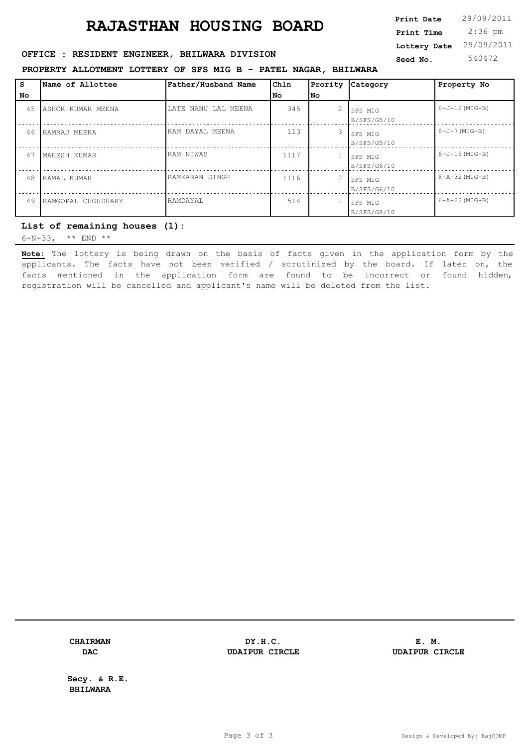# RAJASTHAN HOUSING BOARD

| | |
|---|---|
| **Print Date** | 29/09/2011 |
| **Print Time** | 2:36 pm |
| **Lottery Date** | 29/09/2011 |
| **Seed No.** | 540472 |

**OFFICE : RESIDENT ENGINEER, BHILWARA DIVISION**

**PROPERTY ALLOTMENT LOTTERY OF SFS MIG B - PATEL NAGAR, BHILWARA**

| S No | Name of Allottee | Father/Husband Name | Chln No | Prority No | Category | Property No |
|---|---|---|---|---|---|---|
| 45 | ASHOK KUMAR MEENA | LATE NANU LAL MEENA | 345 | 2 | SFS MIG B/SFS/G5/10 | 6-J-12(MIG-B) |
| 46 | RAMRAJ MEENA | RAM DAYAL MEENA | 113 | 3 | SFS MIG B/SFS/G5/10 | 6-J-7(MIG-B) |
| 47 | MAHESH KUMAR | RAM NIWAS | 1117 | 1 | SFS MIG B/SFS/G6/10 | 6-J-15(MIG-B) |
| 48 | KAMAL KUMAR | RAMKARAN SINGH | 1116 | 2 | SFS MIG B/SFS/G6/10 | 6-A-32(MIG-B) |
| 49 | RAMGOPAL CHOUDHARY | RAMDAYAL | 514 | 1 | SFS MIG B/SFS/G8/10 | 6-A-22(MIG-B) |

**List of remaining houses (1):**

6-N-33, ** END **

**Note:** The lottery is being drawn on the basis of facts given in the application form by the applicants. The facts have not been verified / scrutinized by the board. If later on, the facts mentioned in the application form are found to be incorrect or found hidden, registration will be cancelled and applicant's name will be deleted from the list.

**CHAIRMAN**
**DAC**

**DY.H.C.**
**UDAIPUR CIRCLE**

**E. M.**
**UDAIPUR CIRCLE**

**Secy. & R.E.**
**BHILWARA**

Design & Developed By: RajCOMP